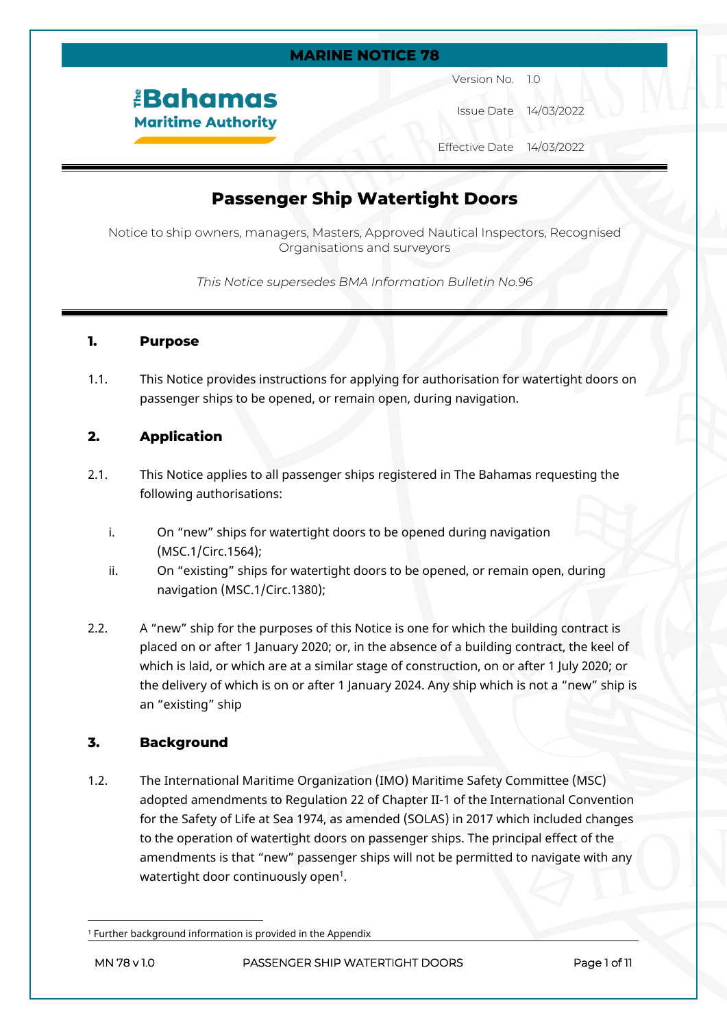**MARINE NOTICE 78**

The Bahamas Maritime Authority

Version No. 1.0

Issue Date 14/03/2022

Effective Date 14/03/2022

# Passenger Ship Watertight Doors

Notice to ship owners, managers, Masters, Approved Nautical Inspectors, Recognised Organisations and surveyors

*This Notice supersedes BMA Information Bulletin No.96*

## 1. Purpose

1.1. This Notice provides instructions for applying for authorisation for watertight doors on passenger ships to be opened, or remain open, during navigation.

## 2. Application

2.1. This Notice applies to all passenger ships registered in The Bahamas requesting the following authorisations:

i. On "new" ships for watertight doors to be opened during navigation (MSC.1/Circ.1564);

ii. On "existing" ships for watertight doors to be opened, or remain open, during navigation (MSC.1/Circ.1380);

2.2. A "new" ship for the purposes of this Notice is one for which the building contract is placed on or after 1 January 2020; or, in the absence of a building contract, the keel of which is laid, or which are at a similar stage of construction, on or after 1 July 2020; or the delivery of which is on or after 1 January 2024. Any ship which is not a "new" ship is an "existing" ship

## 3. Background

1.2. The International Maritime Organization (IMO) Maritime Safety Committee (MSC) adopted amendments to Regulation 22 of Chapter II-1 of the International Convention for the Safety of Life at Sea 1974, as amended (SOLAS) in 2017 which included changes to the operation of watertight doors on passenger ships. The principal effect of the amendments is that "new" passenger ships will not be permitted to navigate with any watertight door continuously open[1].

[1] Further background information is provided in the Appendix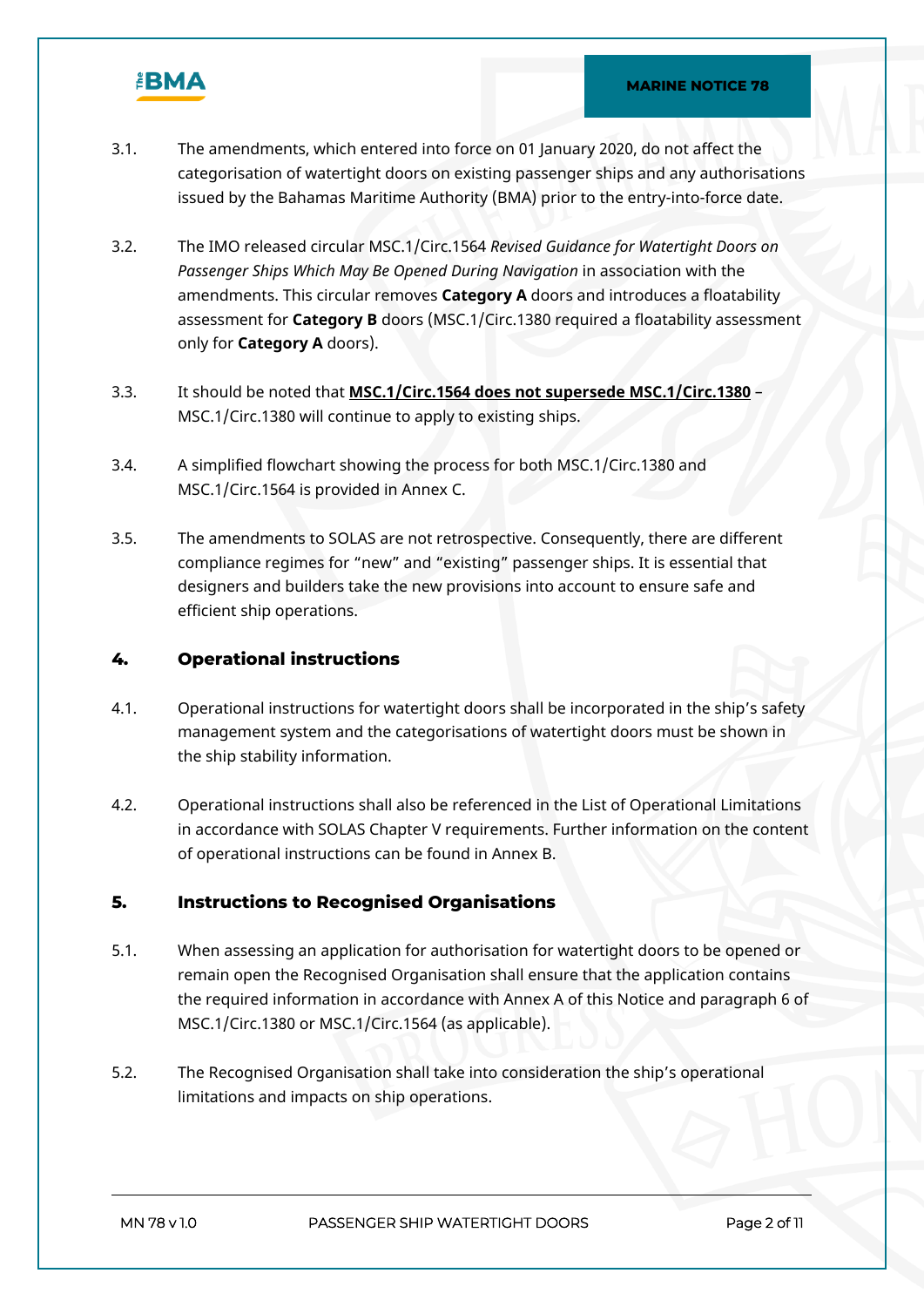3.1. The amendments, which entered into force on 01 January 2020, do not affect the categorisation of watertight doors on existing passenger ships and any authorisations issued by the Bahamas Maritime Authority (BMA) prior to the entry-into-force date.

3.2. The IMO released circular MSC.1/Circ.1564 *Revised Guidance for Watertight Doors on Passenger Ships Which May Be Opened During Navigation* in association with the amendments. This circular removes **Category A** doors and introduces a floatability assessment for **Category B** doors (MSC.1/Circ.1380 required a floatability assessment only for **Category A** doors).

3.3. It should be noted that **MSC.1/Circ.1564 does not supersede MSC.1/Circ.1380** – MSC.1/Circ.1380 will continue to apply to existing ships.

3.4. A simplified flowchart showing the process for both MSC.1/Circ.1380 and MSC.1/Circ.1564 is provided in Annex C.

3.5. The amendments to SOLAS are not retrospective. Consequently, there are different compliance regimes for "new" and "existing" passenger ships. It is essential that designers and builders take the new provisions into account to ensure safe and efficient ship operations.

## 4. Operational instructions

4.1. Operational instructions for watertight doors shall be incorporated in the ship's safety management system and the categorisations of watertight doors must be shown in the ship stability information.

4.2. Operational instructions shall also be referenced in the List of Operational Limitations in accordance with SOLAS Chapter V requirements. Further information on the content of operational instructions can be found in Annex B.

## 5. Instructions to Recognised Organisations

5.1. When assessing an application for authorisation for watertight doors to be opened or remain open the Recognised Organisation shall ensure that the application contains the required information in accordance with Annex A of this Notice and paragraph 6 of MSC.1/Circ.1380 or MSC.1/Circ.1564 (as applicable).

5.2. The Recognised Organisation shall take into consideration the ship's operational limitations and impacts on ship operations.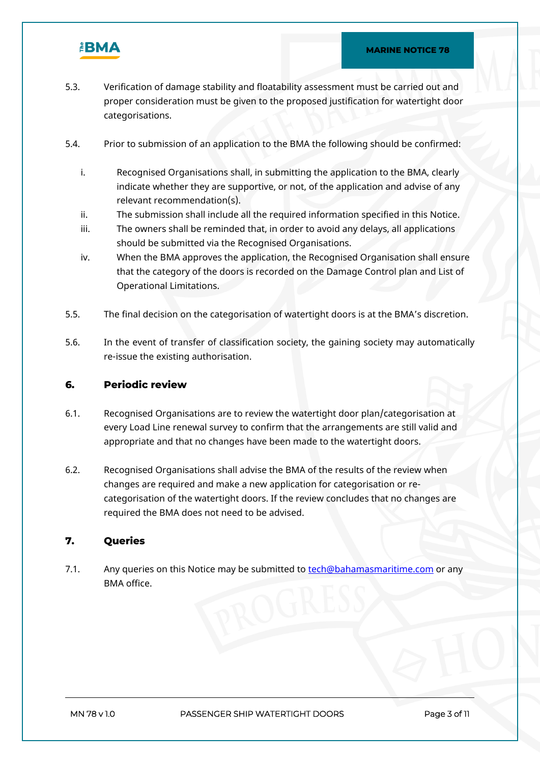5.3. Verification of damage stability and floatability assessment must be carried out and proper consideration must be given to the proposed justification for watertight door categorisations.

5.4. Prior to submission of an application to the BMA the following should be confirmed:

i. Recognised Organisations shall, in submitting the application to the BMA, clearly indicate whether they are supportive, or not, of the application and advise of any relevant recommendation(s).
ii. The submission shall include all the required information specified in this Notice.
iii. The owners shall be reminded that, in order to avoid any delays, all applications should be submitted via the Recognised Organisations.
iv. When the BMA approves the application, the Recognised Organisation shall ensure that the category of the doors is recorded on the Damage Control plan and List of Operational Limitations.

5.5. The final decision on the categorisation of watertight doors is at the BMA's discretion.

5.6. In the event of transfer of classification society, the gaining society may automatically re-issue the existing authorisation.

## 6. Periodic review

6.1. Recognised Organisations are to review the watertight door plan/categorisation at every Load Line renewal survey to confirm that the arrangements are still valid and appropriate and that no changes have been made to the watertight doors.

6.2. Recognised Organisations shall advise the BMA of the results of the review when changes are required and make a new application for categorisation or re-categorisation of the watertight doors. If the review concludes that no changes are required the BMA does not need to be advised.

## 7. Queries

7.1. Any queries on this Notice may be submitted to [tech@bahamasmaritime.com](mailto:tech@bahamasmaritime.com) or any BMA office.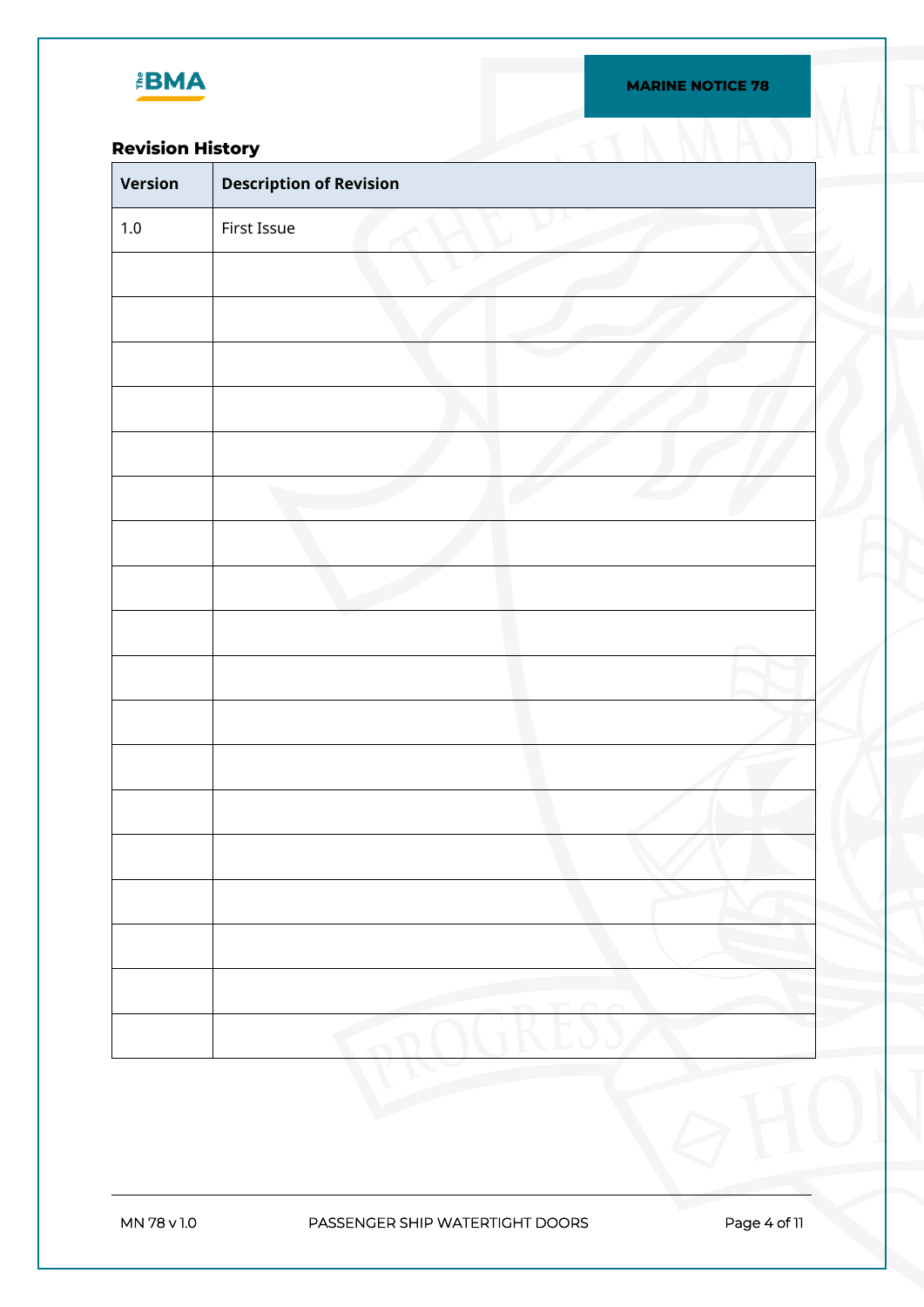## Revision History

| Version | Description of Revision |
| --- | --- |
| 1.0 | First Issue |
| | |
| | |
| | |
| | |
| | |
| | |
| | |
| | |
| | |
| | |
| | |
| | |
| | |
| | |
| | |
| | |
| | |
| | |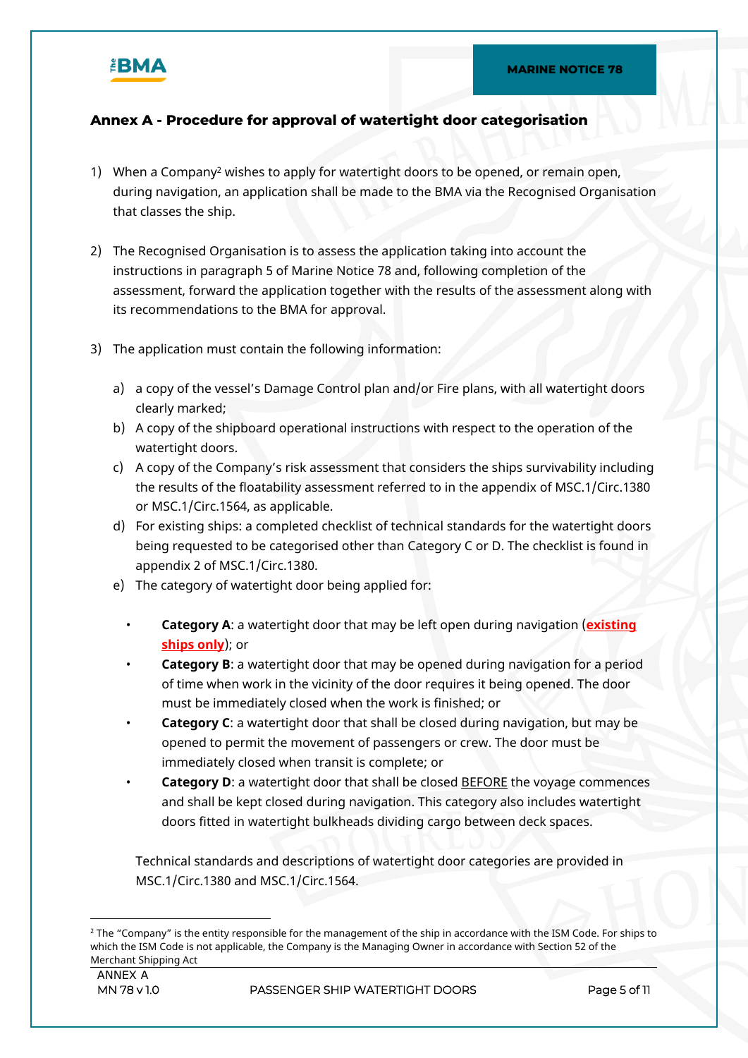## Annex A - Procedure for approval of watertight door categorisation

1) When a Company[2] wishes to apply for watertight doors to be opened, or remain open, during navigation, an application shall be made to the BMA via the Recognised Organisation that classes the ship.

2) The Recognised Organisation is to assess the application taking into account the instructions in paragraph 5 of Marine Notice 78 and, following completion of the assessment, forward the application together with the results of the assessment along with its recommendations to the BMA for approval.

3) The application must contain the following information:

   a) a copy of the vessel's Damage Control plan and/or Fire plans, with all watertight doors clearly marked;
   b) A copy of the shipboard operational instructions with respect to the operation of the watertight doors.
   c) A copy of the Company's risk assessment that considers the ships survivability including the results of the floatability assessment referred to in the appendix of MSC.1/Circ.1380 or MSC.1/Circ.1564, as applicable.
   d) For existing ships: a completed checklist of technical standards for the watertight doors being requested to be categorised other than Category C or D. The checklist is found in appendix 2 of MSC.1/Circ.1380.
   e) The category of watertight door being applied for:

      - **Category A**: a watertight door that may be left open during navigation (**existing ships only**); or
      - **Category B**: a watertight door that may be opened during navigation for a period of time when work in the vicinity of the door requires it being opened. The door must be immediately closed when the work is finished; or
      - **Category C**: a watertight door that shall be closed during navigation, but may be opened to permit the movement of passengers or crew. The door must be immediately closed when transit is complete; or
      - **Category D**: a watertight door that shall be closed BEFORE the voyage commences and shall be kept closed during navigation. This category also includes watertight doors fitted in watertight bulkheads dividing cargo between deck spaces.

   Technical standards and descriptions of watertight door categories are provided in MSC.1/Circ.1380 and MSC.1/Circ.1564.

---

[2] The "Company" is the entity responsible for the management of the ship in accordance with the ISM Code. For ships to which the ISM Code is not applicable, the Company is the Managing Owner in accordance with Section 52 of the Merchant Shipping Act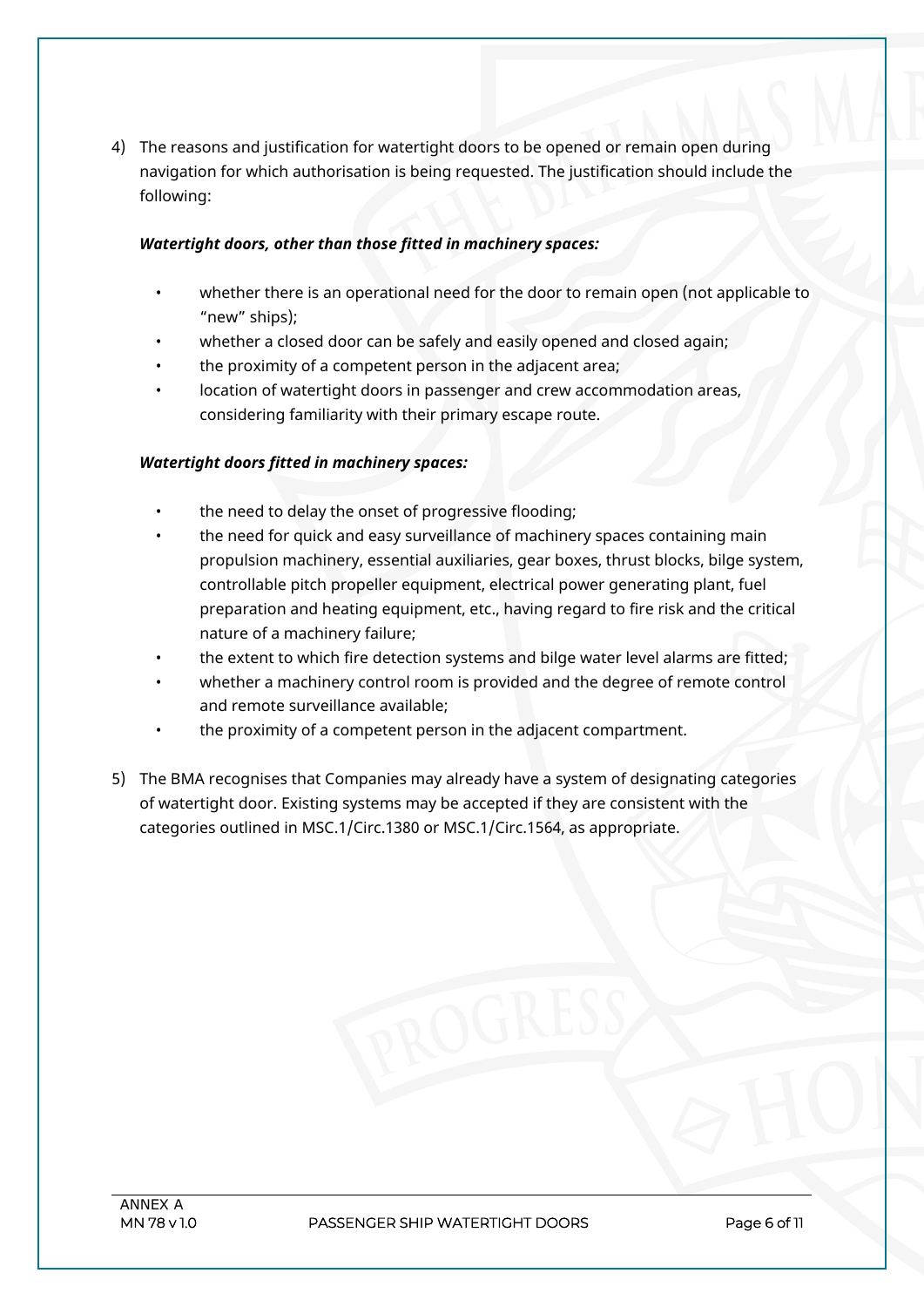4) The reasons and justification for watertight doors to be opened or remain open during navigation for which authorisation is being requested. The justification should include the following:

***Watertight doors, other than those fitted in machinery spaces:***

- whether there is an operational need for the door to remain open (not applicable to "new" ships);
- whether a closed door can be safely and easily opened and closed again;
- the proximity of a competent person in the adjacent area;
- location of watertight doors in passenger and crew accommodation areas, considering familiarity with their primary escape route.

***Watertight doors fitted in machinery spaces:***

- the need to delay the onset of progressive flooding;
- the need for quick and easy surveillance of machinery spaces containing main propulsion machinery, essential auxiliaries, gear boxes, thrust blocks, bilge system, controllable pitch propeller equipment, electrical power generating plant, fuel preparation and heating equipment, etc., having regard to fire risk and the critical nature of a machinery failure;
- the extent to which fire detection systems and bilge water level alarms are fitted;
- whether a machinery control room is provided and the degree of remote control and remote surveillance available;
- the proximity of a competent person in the adjacent compartment.

5) The BMA recognises that Companies may already have a system of designating categories of watertight door. Existing systems may be accepted if they are consistent with the categories outlined in MSC.1/Circ.1380 or MSC.1/Circ.1564, as appropriate.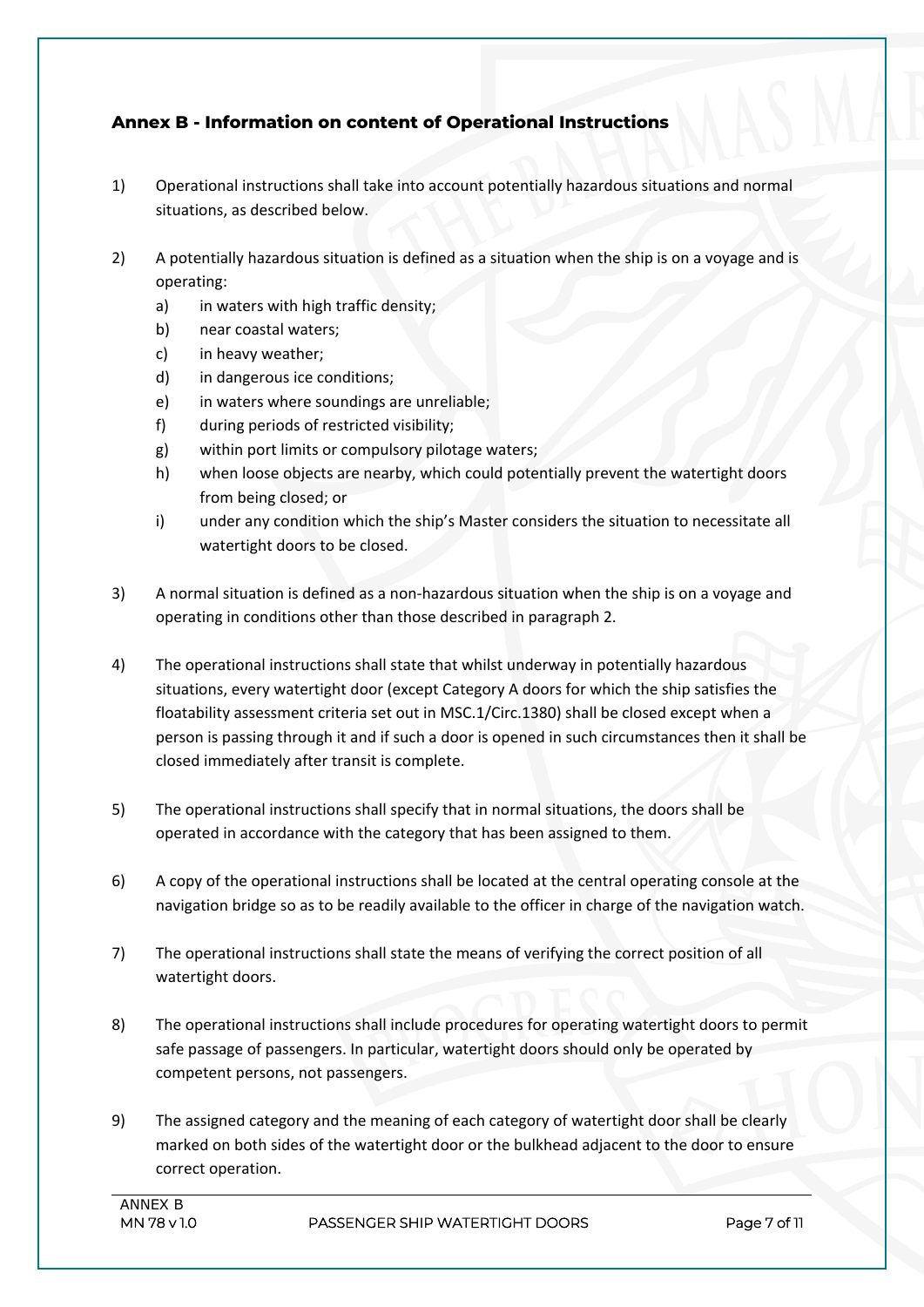## Annex B - Information on content of Operational Instructions

1) Operational instructions shall take into account potentially hazardous situations and normal situations, as described below.

2) A potentially hazardous situation is defined as a situation when the ship is on a voyage and is operating:
   a) in waters with high traffic density;
   b) near coastal waters;
   c) in heavy weather;
   d) in dangerous ice conditions;
   e) in waters where soundings are unreliable;
   f) during periods of restricted visibility;
   g) within port limits or compulsory pilotage waters;
   h) when loose objects are nearby, which could potentially prevent the watertight doors from being closed; or
   i) under any condition which the ship's Master considers the situation to necessitate all watertight doors to be closed.

3) A normal situation is defined as a non-hazardous situation when the ship is on a voyage and operating in conditions other than those described in paragraph 2.

4) The operational instructions shall state that whilst underway in potentially hazardous situations, every watertight door (except Category A doors for which the ship satisfies the floatability assessment criteria set out in MSC.1/Circ.1380) shall be closed except when a person is passing through it and if such a door is opened in such circumstances then it shall be closed immediately after transit is complete.

5) The operational instructions shall specify that in normal situations, the doors shall be operated in accordance with the category that has been assigned to them.

6) A copy of the operational instructions shall be located at the central operating console at the navigation bridge so as to be readily available to the officer in charge of the navigation watch.

7) The operational instructions shall state the means of verifying the correct position of all watertight doors.

8) The operational instructions shall include procedures for operating watertight doors to permit safe passage of passengers. In particular, watertight doors should only be operated by competent persons, not passengers.

9) The assigned category and the meaning of each category of watertight door shall be clearly marked on both sides of the watertight door or the bulkhead adjacent to the door to ensure correct operation.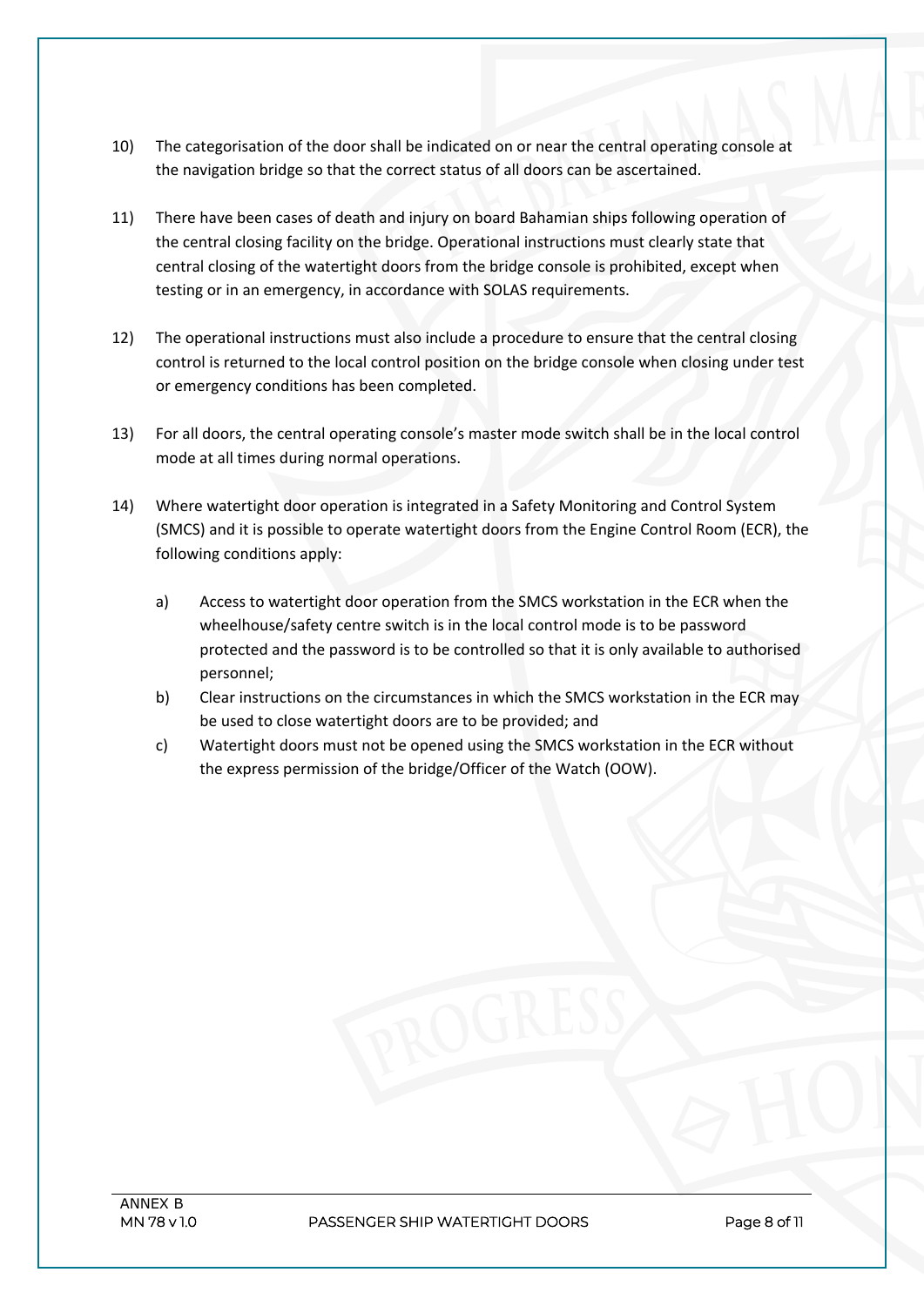10) The categorisation of the door shall be indicated on or near the central operating console at the navigation bridge so that the correct status of all doors can be ascertained.

11) There have been cases of death and injury on board Bahamian ships following operation of the central closing facility on the bridge. Operational instructions must clearly state that central closing of the watertight doors from the bridge console is prohibited, except when testing or in an emergency, in accordance with SOLAS requirements.

12) The operational instructions must also include a procedure to ensure that the central closing control is returned to the local control position on the bridge console when closing under test or emergency conditions has been completed.

13) For all doors, the central operating console's master mode switch shall be in the local control mode at all times during normal operations.

14) Where watertight door operation is integrated in a Safety Monitoring and Control System (SMCS) and it is possible to operate watertight doors from the Engine Control Room (ECR), the following conditions apply:

    a) Access to watertight door operation from the SMCS workstation in the ECR when the wheelhouse/safety centre switch is in the local control mode is to be password protected and the password is to be controlled so that it is only available to authorised personnel;
    b) Clear instructions on the circumstances in which the SMCS workstation in the ECR may be used to close watertight doors are to be provided; and
    c) Watertight doors must not be opened using the SMCS workstation in the ECR without the express permission of the bridge/Officer of the Watch (OOW).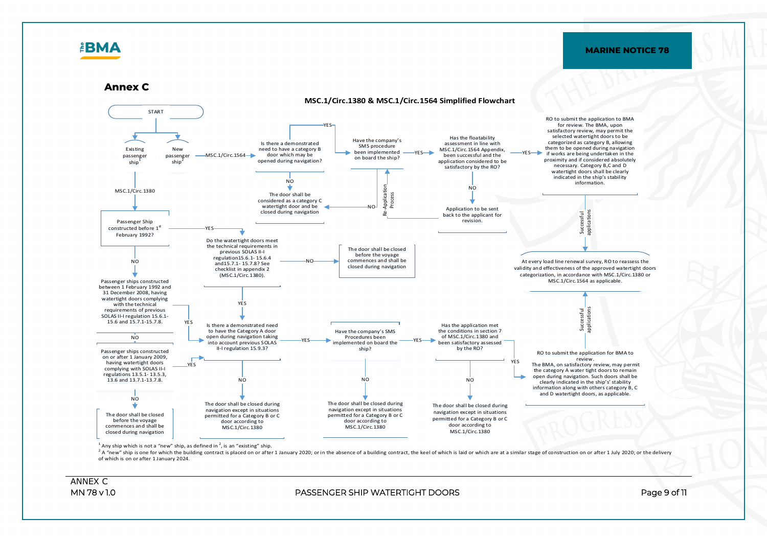## Annex C

### MSC.1/Circ.1380 & MSC.1/Circ.1564 Simplified Flowchart

START

- Existing passenger ship[1]
- New passenger ship[2] — MSC.1/Circ.1564 →

**New passenger ship path (MSC.1/Circ.1564):**

Is there a demonstrated need to have a category B door which may be opened during navigation?

- NO → The door shall be considered as a category C watertight door and be closed during navigation
- YES → Have the company's SMS procedure been implemented on board the ship?
  - NO → The door shall be considered as a category C watertight door and be closed during navigation
  - YES → Has the floatability assessment in line with MSC.1/Circ.1564 Appendix, been successful and the application considered to be satisfactory by the RO?
    - NO → Application to be sent back to the applicant for revision. (Re-Application Process)
    - YES → RO to submit the application to BMA for review. The BMA, upon satisfactory review, may permit the selected watertight doors to be categorized as category B, allowing them to be opened during navigation if works are being undertaken in the proximity and if considered absolutely necessary. Category B,C and D watertight doors shall be clearly indicated in the ship's stability information.
      - Successful applications → At every load line renewal survey, RO to reassess the validity and effectiveness of the approved watertight doors categorization, in accordance with MSC.1/Circ.1380 or MSC.1/Circ.1564 as applicable.

**Existing passenger ship path (MSC.1/Circ.1380):**

Passenger Ship constructed before 1st February 1992?

- YES → Do the watertight doors meet the technical requirements in previous SOLAS II-I regulation15.6.1- 15.6.4 and15.7.1- 15.7.8? See checklist in appendix 2 (MSC.1/Circ.1380).
  - NO → The door shall be closed before the voyage commences and shall be closed during navigation
  - YES → Is there a demonstrated need to have the Category A door open during navigation taking into account previous SOLAS II-I regulation 15.9.3?
- NO → Passenger ships constructed between 1 February 1992 and 31 December 2008, having watertight doors complying with the technical requirements of previous SOLAS II-I regulation 15.6.1-15.6 and 15.7.1-15.7.8.
  - YES → Is there a demonstrated need to have the Category A door open during navigation taking into account previous SOLAS II-I regulation 15.9.3?
  - NO → Passenger ships constructed on or after 1 January 2009, having watertight doors complying with SOLAS II-I regulations 13.5.1- 13.5.3, 13.6 and 13.7.1-13.7.8.
    - YES → Is there a demonstrated need to have the Category A door open during navigation taking into account previous SOLAS II-I regulation 15.9.3?
    - NO → The door shall be closed before the voyage commences and shall be closed during navigation

Is there a demonstrated need to have the Category A door open during navigation taking into account previous SOLAS II-I regulation 15.9.3?

- NO → The door shall be closed during navigation except in situations permitted for a Category B or C door according to MSC.1/Circ.1380
- YES → Have the company's SMS Procedures been implemented on board the ship?
  - NO → The door shall be closed during navigation except in situations permitted for a Category B or C door according to MSC.1/Circ.1380
  - YES → Has the application met the conditions in section 7 of MSC.1/Circ.1380 and been satisfactory assessed by the RO?
    - NO → The door shall be closed during navigation except in situations permitted for a Category B or C door according to MSC.1/Circ.1380
    - YES → RO to submit the application for BMA to review. The BMA, on satisfactory review, may permit the category A water tight doors to remain open during navigation. Such doors shall be clearly indicated in the ship's' stability information along with others category B, C and D watertight doors, as applicable.
      - Successful applications → At every load line renewal survey, RO to reassess the validity and effectiveness of the approved watertight doors categorization, in accordance with MSC.1/Circ.1380 or MSC.1/Circ.1564 as applicable.

[1] Any ship which is not a "new" ship, as defined in [2], is an "existing" ship.

[2] A "new" ship is one for which the building contract is placed on or after 1 January 2020; or in the absence of a building contract, the keel of which is laid or which are at a similar stage of construction on or after 1 July 2020; or the delivery of which is on or after 1 January 2024.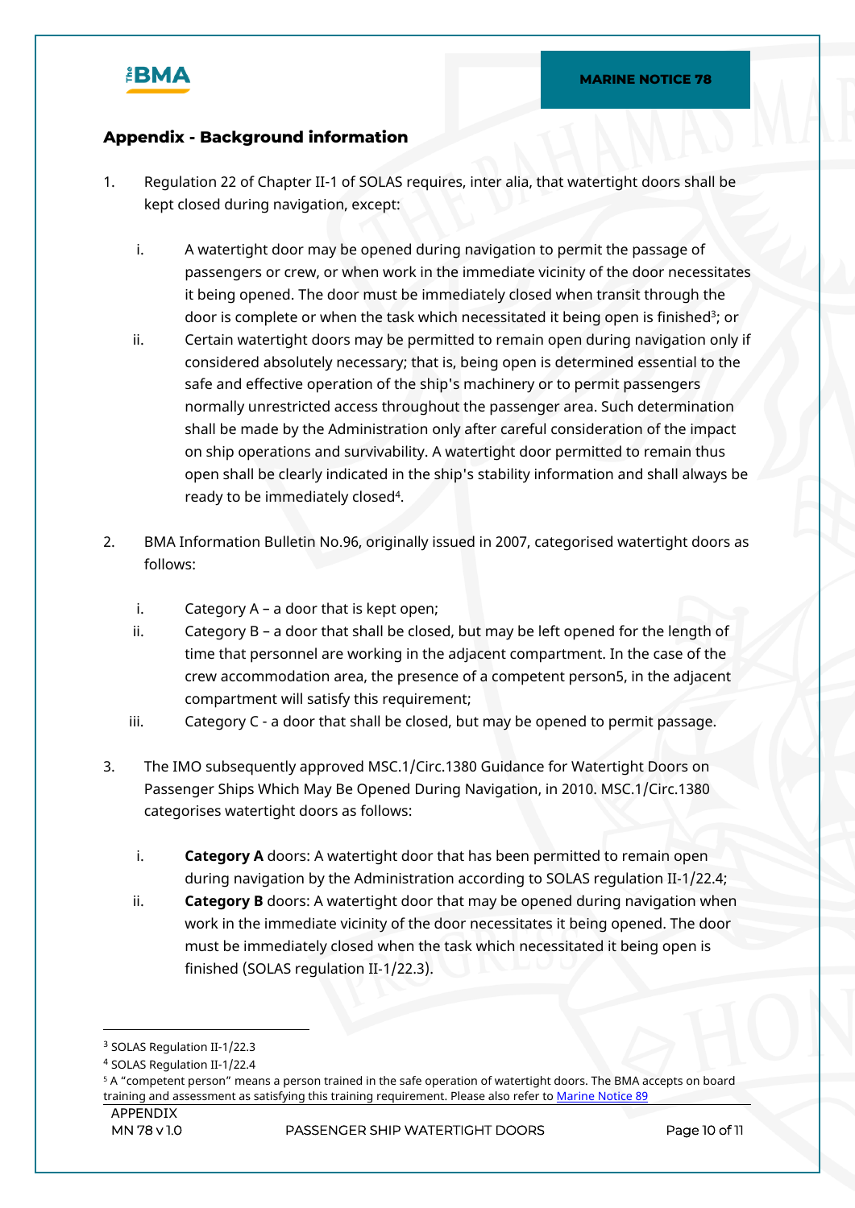## Appendix - Background information

1. Regulation 22 of Chapter II-1 of SOLAS requires, inter alia, that watertight doors shall be kept closed during navigation, except:

   i. A watertight door may be opened during navigation to permit the passage of passengers or crew, or when work in the immediate vicinity of the door necessitates it being opened. The door must be immediately closed when transit through the door is complete or when the task which necessitated it being open is finished[3]; or
   
   ii. Certain watertight doors may be permitted to remain open during navigation only if considered absolutely necessary; that is, being open is determined essential to the safe and effective operation of the ship's machinery or to permit passengers normally unrestricted access throughout the passenger area. Such determination shall be made by the Administration only after careful consideration of the impact on ship operations and survivability. A watertight door permitted to remain thus open shall be clearly indicated in the ship's stability information and shall always be ready to be immediately closed[4].

2. BMA Information Bulletin No.96, originally issued in 2007, categorised watertight doors as follows:

   i. Category A – a door that is kept open;
   
   ii. Category B – a door that shall be closed, but may be left opened for the length of time that personnel are working in the adjacent compartment. In the case of the crew accommodation area, the presence of a competent person5, in the adjacent compartment will satisfy this requirement;
   
   iii. Category C - a door that shall be closed, but may be opened to permit passage.

3. The IMO subsequently approved MSC.1/Circ.1380 Guidance for Watertight Doors on Passenger Ships Which May Be Opened During Navigation, in 2010. MSC.1/Circ.1380 categorises watertight doors as follows:

   i. **Category A** doors: A watertight door that has been permitted to remain open during navigation by the Administration according to SOLAS regulation II-1/22.4;
   
   ii. **Category B** doors: A watertight door that may be opened during navigation when work in the immediate vicinity of the door necessitates it being opened. The door must be immediately closed when the task which necessitated it being open is finished (SOLAS regulation II-1/22.3).

---

[3] SOLAS Regulation II-1/22.3

[4] SOLAS Regulation II-1/22.4

[5] A "competent person" means a person trained in the safe operation of watertight doors. The BMA accepts on board training and assessment as satisfying this training requirement. Please also refer to Marine Notice 89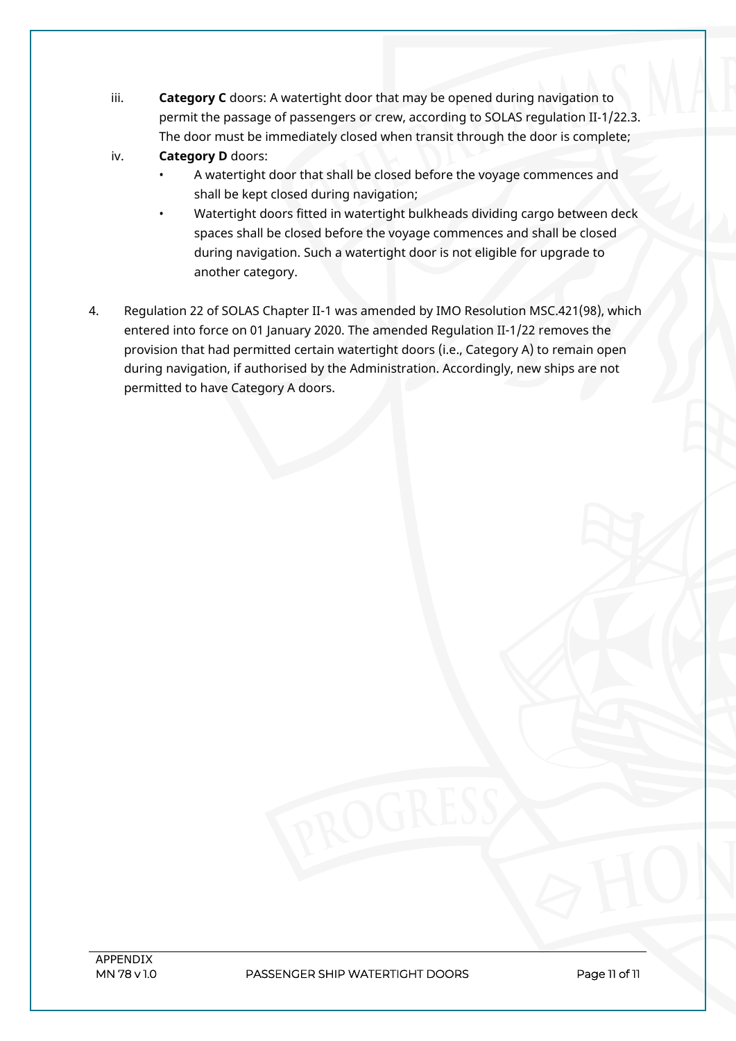iii. **Category C** doors: A watertight door that may be opened during navigation to permit the passage of passengers or crew, according to SOLAS regulation II-1/22.3. The door must be immediately closed when transit through the door is complete;

iv. **Category D** doors:
   - A watertight door that shall be closed before the voyage commences and shall be kept closed during navigation;
   - Watertight doors fitted in watertight bulkheads dividing cargo between deck spaces shall be closed before the voyage commences and shall be closed during navigation. Such a watertight door is not eligible for upgrade to another category.

4. Regulation 22 of SOLAS Chapter II-1 was amended by IMO Resolution MSC.421(98), which entered into force on 01 January 2020. The amended Regulation II-1/22 removes the provision that had permitted certain watertight doors (i.e., Category A) to remain open during navigation, if authorised by the Administration. Accordingly, new ships are not permitted to have Category A doors.